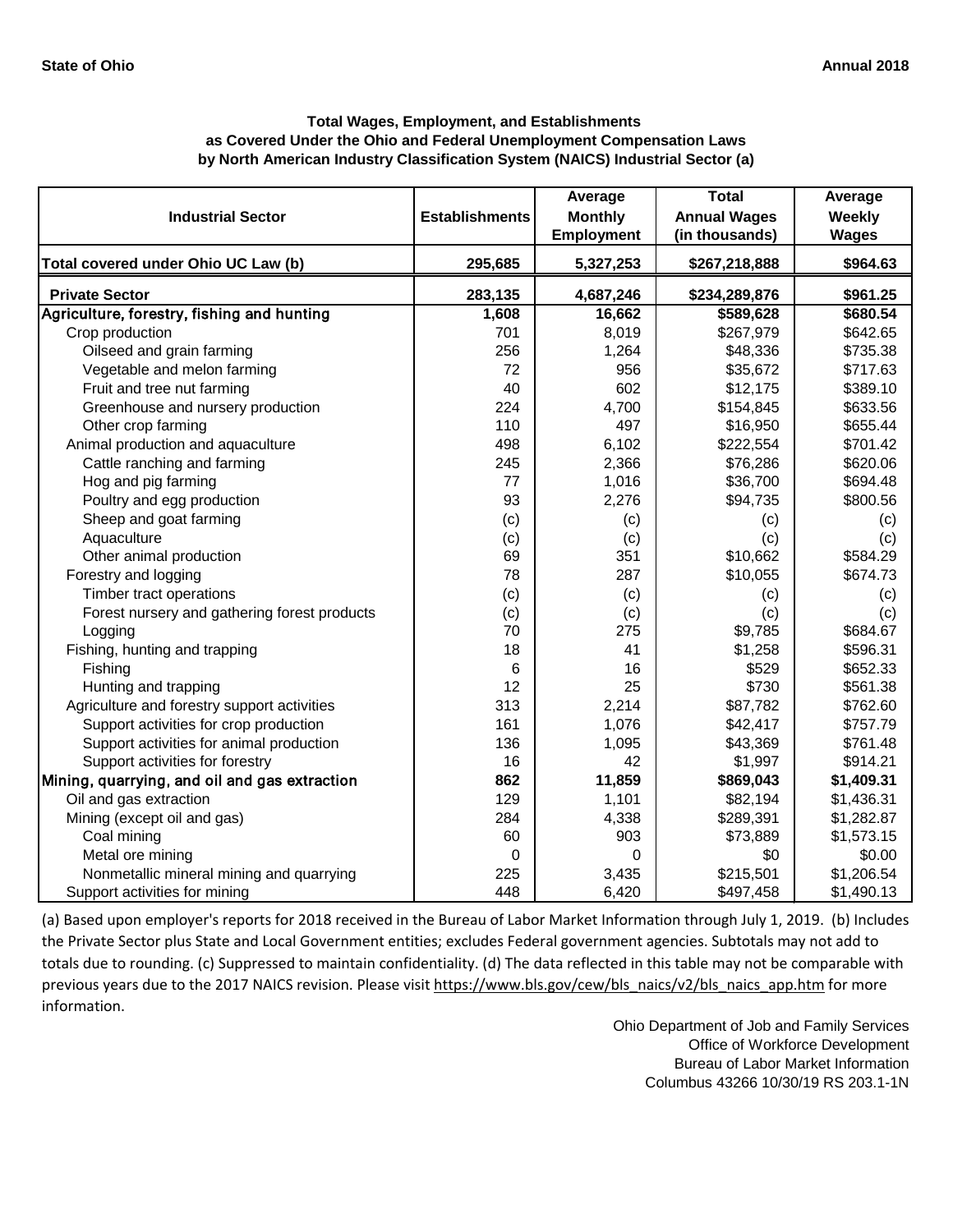**State of Ohio** **Annual 2018**

### Total Wages, Employment, and Establishments as Covered Under the Ohio and Federal Unemployment Compensation Laws by North American Industry Classification System (NAICS) Industrial Sector (a)

| Industrial Sector | Establishments | Average Monthly Employment | Total Annual Wages (in thousands) | Average Weekly Wages |
|---|---|---|---|---|
| **Total covered under Ohio UC Law (b)** | **295,685** | **5,327,253** | **$267,218,888** | **$964.63** |
| **Private Sector** | **283,135** | **4,687,246** | **$234,289,876** | **$961.25** |
| **Agriculture, forestry, fishing and hunting** | **1,608** | **16,662** | **$589,628** | **$680.54** |
| Crop production | 701 | 8,019 | $267,979 | $642.65 |
| Oilseed and grain farming | 256 | 1,264 | $48,336 | $735.38 |
| Vegetable and melon farming | 72 | 956 | $35,672 | $717.63 |
| Fruit and tree nut farming | 40 | 602 | $12,175 | $389.10 |
| Greenhouse and nursery production | 224 | 4,700 | $154,845 | $633.56 |
| Other crop farming | 110 | 497 | $16,950 | $655.44 |
| Animal production and aquaculture | 498 | 6,102 | $222,554 | $701.42 |
| Cattle ranching and farming | 245 | 2,366 | $76,286 | $620.06 |
| Hog and pig farming | 77 | 1,016 | $36,700 | $694.48 |
| Poultry and egg production | 93 | 2,276 | $94,735 | $800.56 |
| Sheep and goat farming | (c) | (c) | (c) | (c) |
| Aquaculture | (c) | (c) | (c) | (c) |
| Other animal production | 69 | 351 | $10,662 | $584.29 |
| Forestry and logging | 78 | 287 | $10,055 | $674.73 |
| Timber tract operations | (c) | (c) | (c) | (c) |
| Forest nursery and gathering forest products | (c) | (c) | (c) | (c) |
| Logging | 70 | 275 | $9,785 | $684.67 |
| Fishing, hunting and trapping | 18 | 41 | $1,258 | $596.31 |
| Fishing | 6 | 16 | $529 | $652.33 |
| Hunting and trapping | 12 | 25 | $730 | $561.38 |
| Agriculture and forestry support activities | 313 | 2,214 | $87,782 | $762.60 |
| Support activities for crop production | 161 | 1,076 | $42,417 | $757.79 |
| Support activities for animal production | 136 | 1,095 | $43,369 | $761.48 |
| Support activities for forestry | 16 | 42 | $1,997 | $914.21 |
| **Mining, quarrying, and oil and gas extraction** | **862** | **11,859** | **$869,043** | **$1,409.31** |
| Oil and gas extraction | 129 | 1,101 | $82,194 | $1,436.31 |
| Mining (except oil and gas) | 284 | 4,338 | $289,391 | $1,282.87 |
| Coal mining | 60 | 903 | $73,889 | $1,573.15 |
| Metal ore mining | 0 | 0 | $0 | $0.00 |
| Nonmetallic mineral mining and quarrying | 225 | 3,435 | $215,501 | $1,206.54 |
| Support activities for mining | 448 | 6,420 | $497,458 | $1,490.13 |

(a) Based upon employer's reports for 2018 received in the Bureau of Labor Market Information through July 1, 2019. (b) Includes the Private Sector plus State and Local Government entities; excludes Federal government agencies. Subtotals may not add to totals due to rounding. (c) Suppressed to maintain confidentiality. (d) The data reflected in this table may not be comparable with previous years due to the 2017 NAICS revision. Please visit https://www.bls.gov/cew/bls_naics/v2/bls_naics_app.htm for more information.

Ohio Department of Job and Family Services
Office of Workforce Development
Bureau of Labor Market Information
Columbus 43266 10/30/19 RS 203.1-1N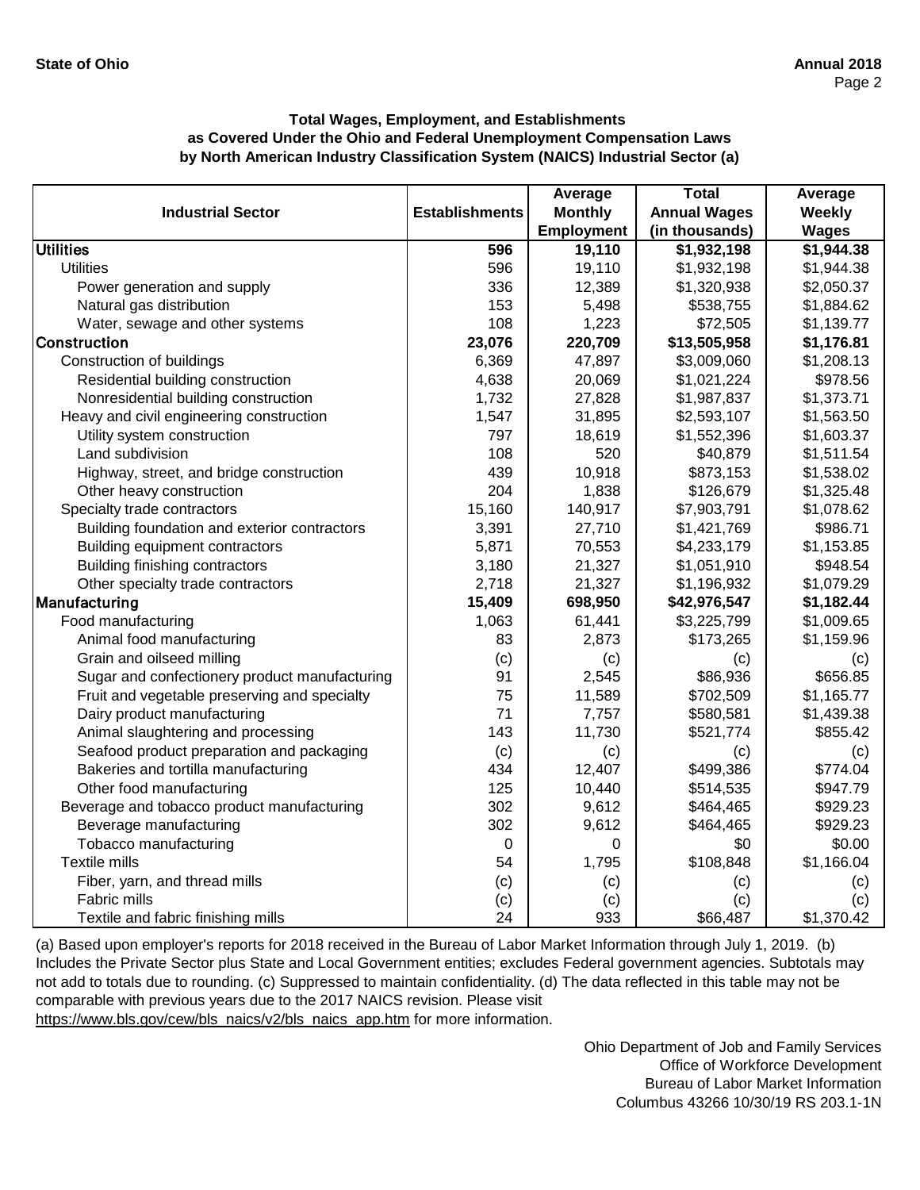**Total Wages, Employment, and Establishments as Covered Under the Ohio and Federal Unemployment Compensation Laws by North American Industry Classification System (NAICS) Industrial Sector (a)**

| Industrial Sector | Establishments | Average Monthly Employment | Total Annual Wages (in thousands) | Average Weekly Wages |
|---|---|---|---|---|
| **Utilities** | **596** | **19,110** | **$1,932,198** | **$1,944.38** |
| Utilities | 596 | 19,110 | $1,932,198 | $1,944.38 |
| Power generation and supply | 336 | 12,389 | $1,320,938 | $2,050.37 |
| Natural gas distribution | 153 | 5,498 | $538,755 | $1,884.62 |
| Water, sewage and other systems | 108 | 1,223 | $72,505 | $1,139.77 |
| **Construction** | **23,076** | **220,709** | **$13,505,958** | **$1,176.81** |
| Construction of buildings | 6,369 | 47,897 | $3,009,060 | $1,208.13 |
| Residential building construction | 4,638 | 20,069 | $1,021,224 | $978.56 |
| Nonresidential building construction | 1,732 | 27,828 | $1,987,837 | $1,373.71 |
| Heavy and civil engineering construction | 1,547 | 31,895 | $2,593,107 | $1,563.50 |
| Utility system construction | 797 | 18,619 | $1,552,396 | $1,603.37 |
| Land subdivision | 108 | 520 | $40,879 | $1,511.54 |
| Highway, street, and bridge construction | 439 | 10,918 | $873,153 | $1,538.02 |
| Other heavy construction | 204 | 1,838 | $126,679 | $1,325.48 |
| Specialty trade contractors | 15,160 | 140,917 | $7,903,791 | $1,078.62 |
| Building foundation and exterior contractors | 3,391 | 27,710 | $1,421,769 | $986.71 |
| Building equipment contractors | 5,871 | 70,553 | $4,233,179 | $1,153.85 |
| Building finishing contractors | 3,180 | 21,327 | $1,051,910 | $948.54 |
| Other specialty trade contractors | 2,718 | 21,327 | $1,196,932 | $1,079.29 |
| **Manufacturing** | **15,409** | **698,950** | **$42,976,547** | **$1,182.44** |
| Food manufacturing | 1,063 | 61,441 | $3,225,799 | $1,009.65 |
| Animal food manufacturing | 83 | 2,873 | $173,265 | $1,159.96 |
| Grain and oilseed milling | (c) | (c) | (c) | (c) |
| Sugar and confectionery product manufacturing | 91 | 2,545 | $86,936 | $656.85 |
| Fruit and vegetable preserving and specialty | 75 | 11,589 | $702,509 | $1,165.77 |
| Dairy product manufacturing | 71 | 7,757 | $580,581 | $1,439.38 |
| Animal slaughtering and processing | 143 | 11,730 | $521,774 | $855.42 |
| Seafood product preparation and packaging | (c) | (c) | (c) | (c) |
| Bakeries and tortilla manufacturing | 434 | 12,407 | $499,386 | $774.04 |
| Other food manufacturing | 125 | 10,440 | $514,535 | $947.79 |
| Beverage and tobacco product manufacturing | 302 | 9,612 | $464,465 | $929.23 |
| Beverage manufacturing | 302 | 9,612 | $464,465 | $929.23 |
| Tobacco manufacturing | 0 | 0 | $0 | $0.00 |
| Textile mills | 54 | 1,795 | $108,848 | $1,166.04 |
| Fiber, yarn, and thread mills | (c) | (c) | (c) | (c) |
| Fabric mills | (c) | (c) | (c) | (c) |
| Textile and fabric finishing mills | 24 | 933 | $66,487 | $1,370.42 |

(a) Based upon employer's reports for 2018 received in the Bureau of Labor Market Information through July 1, 2019. (b) Includes the Private Sector plus State and Local Government entities; excludes Federal government agencies. Subtotals may not add to totals due to rounding. (c) Suppressed to maintain confidentiality. (d) The data reflected in this table may not be comparable with previous years due to the 2017 NAICS revision. Please visit https://www.bls.gov/cew/bls_naics/v2/bls_naics_app.htm for more information.

Ohio Department of Job and Family Services
Office of Workforce Development
Bureau of Labor Market Information
Columbus 43266 10/30/19 RS 203.1-1N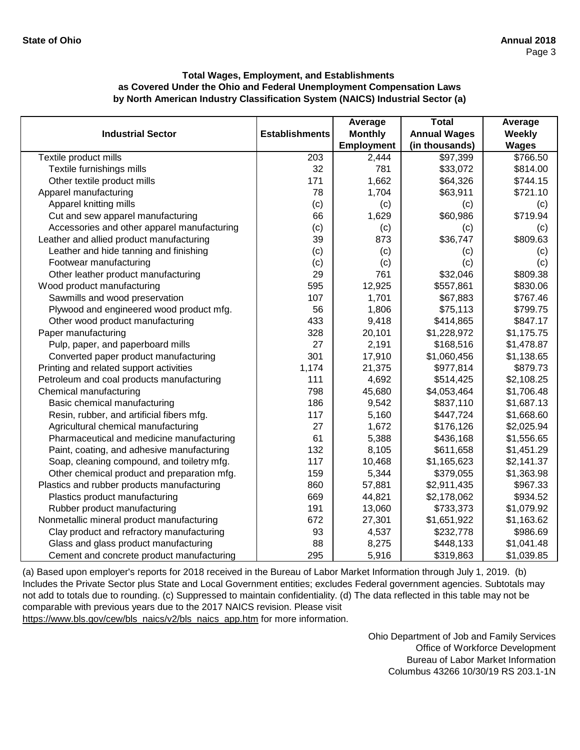**State of Ohio** **Annual 2018**

**Total Wages, Employment, and Establishments as Covered Under the Ohio and Federal Unemployment Compensation Laws by North American Industry Classification System (NAICS) Industrial Sector (a)**

| Industrial Sector | Establishments | Average Monthly Employment | Total Annual Wages (in thousands) | Average Weekly Wages |
|---|---|---|---|---|
| Textile product mills | 203 | 2,444 | $97,399 | $766.50 |
| Textile furnishings mills | 32 | 781 | $33,072 | $814.00 |
| Other textile product mills | 171 | 1,662 | $64,326 | $744.15 |
| Apparel manufacturing | 78 | 1,704 | $63,911 | $721.10 |
| Apparel knitting mills | (c) | (c) | (c) | (c) |
| Cut and sew apparel manufacturing | 66 | 1,629 | $60,986 | $719.94 |
| Accessories and other apparel manufacturing | (c) | (c) | (c) | (c) |
| Leather and allied product manufacturing | 39 | 873 | $36,747 | $809.63 |
| Leather and hide tanning and finishing | (c) | (c) | (c) | (c) |
| Footwear manufacturing | (c) | (c) | (c) | (c) |
| Other leather product manufacturing | 29 | 761 | $32,046 | $809.38 |
| Wood product manufacturing | 595 | 12,925 | $557,861 | $830.06 |
| Sawmills and wood preservation | 107 | 1,701 | $67,883 | $767.46 |
| Plywood and engineered wood product mfg. | 56 | 1,806 | $75,113 | $799.75 |
| Other wood product manufacturing | 433 | 9,418 | $414,865 | $847.17 |
| Paper manufacturing | 328 | 20,101 | $1,228,972 | $1,175.75 |
| Pulp, paper, and paperboard mills | 27 | 2,191 | $168,516 | $1,478.87 |
| Converted paper product manufacturing | 301 | 17,910 | $1,060,456 | $1,138.65 |
| Printing and related support activities | 1,174 | 21,375 | $977,814 | $879.73 |
| Petroleum and coal products manufacturing | 111 | 4,692 | $514,425 | $2,108.25 |
| Chemical manufacturing | 798 | 45,680 | $4,053,464 | $1,706.48 |
| Basic chemical manufacturing | 186 | 9,542 | $837,110 | $1,687.13 |
| Resin, rubber, and artificial fibers mfg. | 117 | 5,160 | $447,724 | $1,668.60 |
| Agricultural chemical manufacturing | 27 | 1,672 | $176,126 | $2,025.94 |
| Pharmaceutical and medicine manufacturing | 61 | 5,388 | $436,168 | $1,556.65 |
| Paint, coating, and adhesive manufacturing | 132 | 8,105 | $611,658 | $1,451.29 |
| Soap, cleaning compound, and toiletry mfg. | 117 | 10,468 | $1,165,623 | $2,141.37 |
| Other chemical product and preparation mfg. | 159 | 5,344 | $379,055 | $1,363.98 |
| Plastics and rubber products manufacturing | 860 | 57,881 | $2,911,435 | $967.33 |
| Plastics product manufacturing | 669 | 44,821 | $2,178,062 | $934.52 |
| Rubber product manufacturing | 191 | 13,060 | $733,373 | $1,079.92 |
| Nonmetallic mineral product manufacturing | 672 | 27,301 | $1,651,922 | $1,163.62 |
| Clay product and refractory manufacturing | 93 | 4,537 | $232,778 | $986.69 |
| Glass and glass product manufacturing | 88 | 8,275 | $448,133 | $1,041.48 |
| Cement and concrete product manufacturing | 295 | 5,916 | $319,863 | $1,039.85 |

(a) Based upon employer's reports for 2018 received in the Bureau of Labor Market Information through July 1, 2019. (b) Includes the Private Sector plus State and Local Government entities; excludes Federal government agencies. Subtotals may not add to totals due to rounding. (c) Suppressed to maintain confidentiality. (d) The data reflected in this table may not be comparable with previous years due to the 2017 NAICS revision. Please visit https://www.bls.gov/cew/bls_naics/v2/bls_naics_app.htm for more information.

Ohio Department of Job and Family Services
Office of Workforce Development
Bureau of Labor Market Information
Columbus 43266 10/30/19 RS 203.1-1N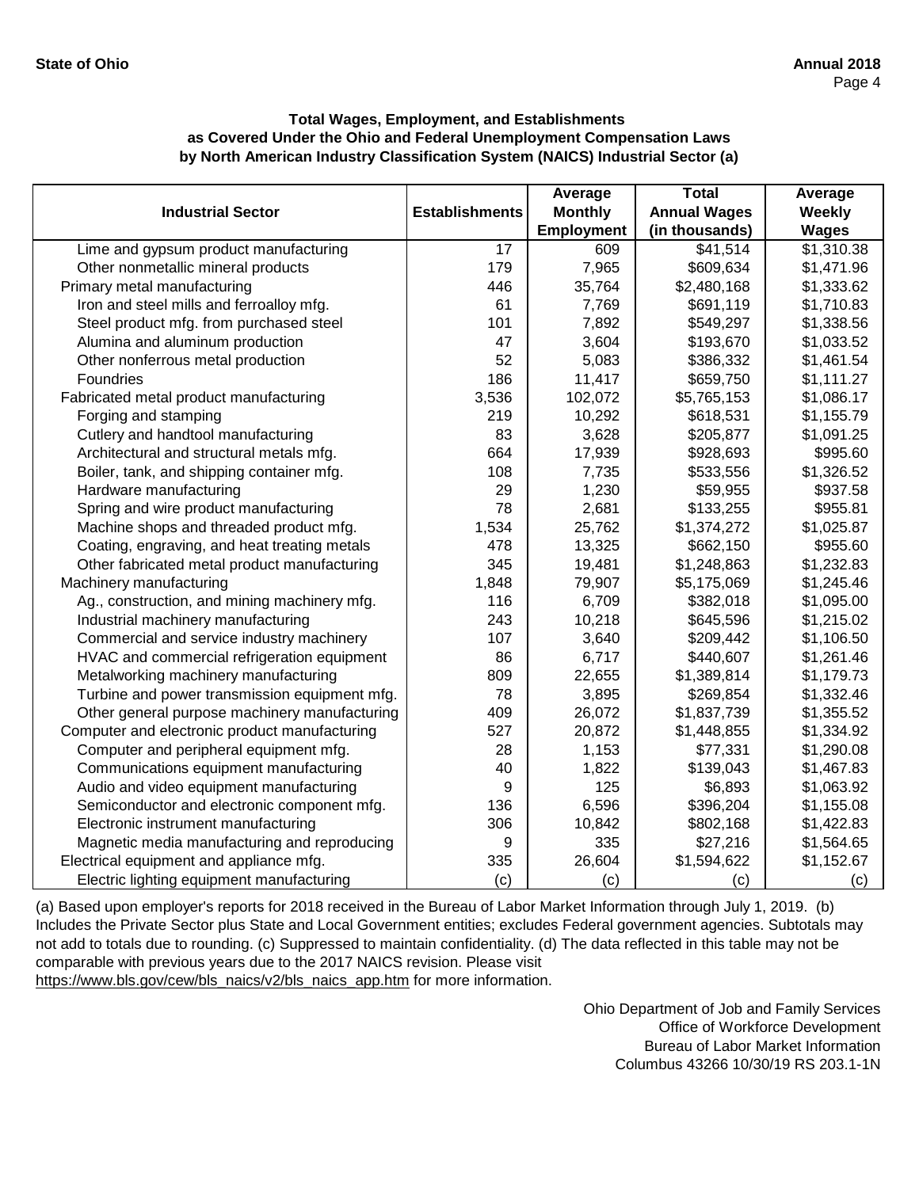**Total Wages, Employment, and Establishments as Covered Under the Ohio and Federal Unemployment Compensation Laws by North American Industry Classification System (NAICS) Industrial Sector (a)**

| Industrial Sector | Establishments | Average Monthly Employment | Total Annual Wages (in thousands) | Average Weekly Wages |
|---|---|---|---|---|
| Lime and gypsum product manufacturing | 17 | 609 | $41,514 | $1,310.38 |
| Other nonmetallic mineral products | 179 | 7,965 | $609,634 | $1,471.96 |
| Primary metal manufacturing | 446 | 35,764 | $2,480,168 | $1,333.62 |
| Iron and steel mills and ferroalloy mfg. | 61 | 7,769 | $691,119 | $1,710.83 |
| Steel product mfg. from purchased steel | 101 | 7,892 | $549,297 | $1,338.56 |
| Alumina and aluminum production | 47 | 3,604 | $193,670 | $1,033.52 |
| Other nonferrous metal production | 52 | 5,083 | $386,332 | $1,461.54 |
| Foundries | 186 | 11,417 | $659,750 | $1,111.27 |
| Fabricated metal product manufacturing | 3,536 | 102,072 | $5,765,153 | $1,086.17 |
| Forging and stamping | 219 | 10,292 | $618,531 | $1,155.79 |
| Cutlery and handtool manufacturing | 83 | 3,628 | $205,877 | $1,091.25 |
| Architectural and structural metals mfg. | 664 | 17,939 | $928,693 | $995.60 |
| Boiler, tank, and shipping container mfg. | 108 | 7,735 | $533,556 | $1,326.52 |
| Hardware manufacturing | 29 | 1,230 | $59,955 | $937.58 |
| Spring and wire product manufacturing | 78 | 2,681 | $133,255 | $955.81 |
| Machine shops and threaded product mfg. | 1,534 | 25,762 | $1,374,272 | $1,025.87 |
| Coating, engraving, and heat treating metals | 478 | 13,325 | $662,150 | $955.60 |
| Other fabricated metal product manufacturing | 345 | 19,481 | $1,248,863 | $1,232.83 |
| Machinery manufacturing | 1,848 | 79,907 | $5,175,069 | $1,245.46 |
| Ag., construction, and mining machinery mfg. | 116 | 6,709 | $382,018 | $1,095.00 |
| Industrial machinery manufacturing | 243 | 10,218 | $645,596 | $1,215.02 |
| Commercial and service industry machinery | 107 | 3,640 | $209,442 | $1,106.50 |
| HVAC and commercial refrigeration equipment | 86 | 6,717 | $440,607 | $1,261.46 |
| Metalworking machinery manufacturing | 809 | 22,655 | $1,389,814 | $1,179.73 |
| Turbine and power transmission equipment mfg. | 78 | 3,895 | $269,854 | $1,332.46 |
| Other general purpose machinery manufacturing | 409 | 26,072 | $1,837,739 | $1,355.52 |
| Computer and electronic product manufacturing | 527 | 20,872 | $1,448,855 | $1,334.92 |
| Computer and peripheral equipment mfg. | 28 | 1,153 | $77,331 | $1,290.08 |
| Communications equipment manufacturing | 40 | 1,822 | $139,043 | $1,467.83 |
| Audio and video equipment manufacturing | 9 | 125 | $6,893 | $1,063.92 |
| Semiconductor and electronic component mfg. | 136 | 6,596 | $396,204 | $1,155.08 |
| Electronic instrument manufacturing | 306 | 10,842 | $802,168 | $1,422.83 |
| Magnetic media manufacturing and reproducing | 9 | 335 | $27,216 | $1,564.65 |
| Electrical equipment and appliance mfg. | 335 | 26,604 | $1,594,622 | $1,152.67 |
| Electric lighting equipment manufacturing | (c) | (c) | (c) | (c) |

(a) Based upon employer's reports for 2018 received in the Bureau of Labor Market Information through July 1, 2019. (b) Includes the Private Sector plus State and Local Government entities; excludes Federal government agencies. Subtotals may not add to totals due to rounding. (c) Suppressed to maintain confidentiality. (d) The data reflected in this table may not be comparable with previous years due to the 2017 NAICS revision. Please visit https://www.bls.gov/cew/bls_naics/v2/bls_naics_app.htm for more information.

Ohio Department of Job and Family Services
Office of Workforce Development
Bureau of Labor Market Information
Columbus 43266 10/30/19 RS 203.1-1N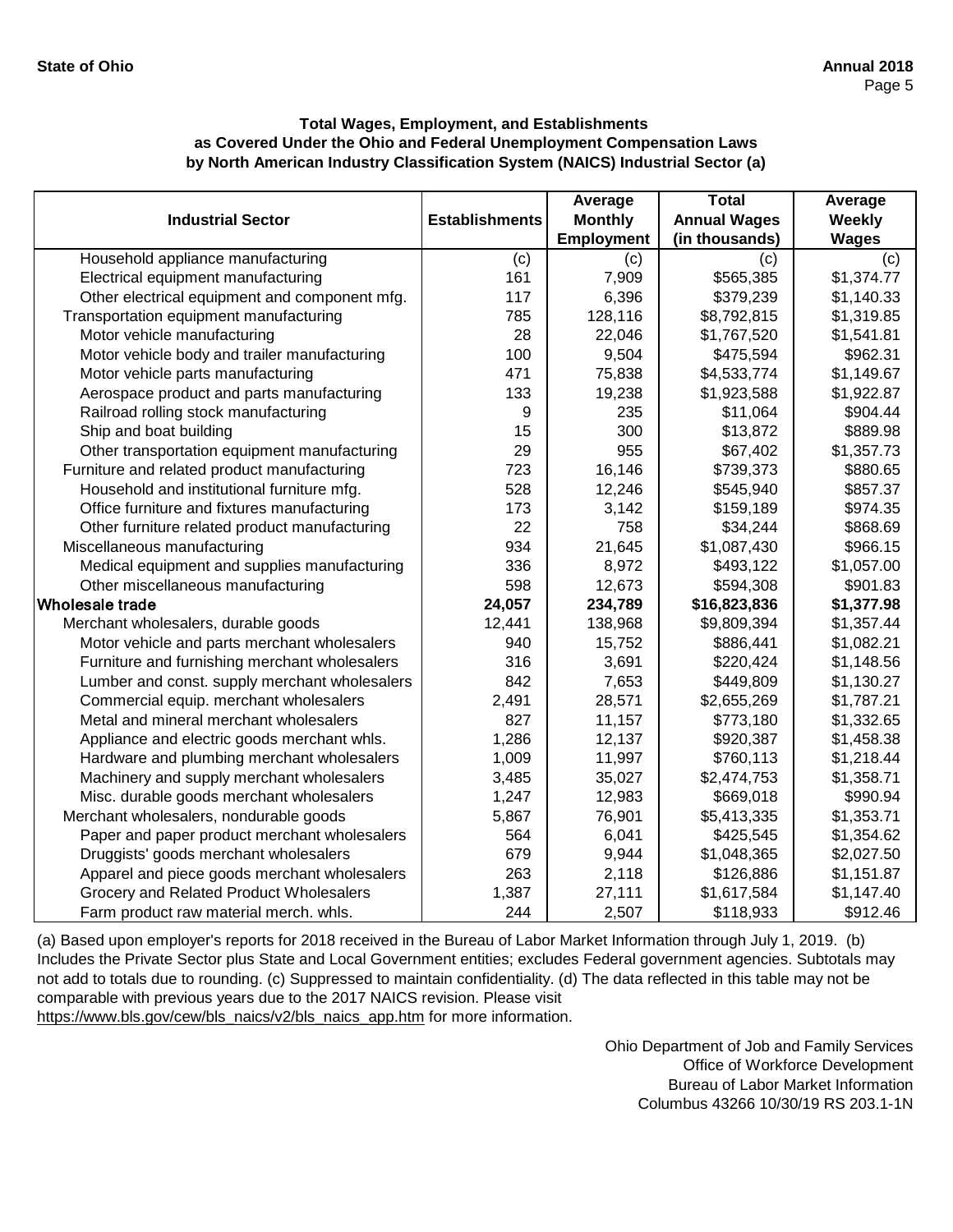**Total Wages, Employment, and Establishments as Covered Under the Ohio and Federal Unemployment Compensation Laws by North American Industry Classification System (NAICS) Industrial Sector (a)**

| Industrial Sector | Establishments | Average Monthly Employment | Total Annual Wages (in thousands) | Average Weekly Wages |
|---|---|---|---|---|
| Household appliance manufacturing | (c) | (c) | (c) | (c) |
| Electrical equipment manufacturing | 161 | 7,909 | $565,385 | $1,374.77 |
| Other electrical equipment and component mfg. | 117 | 6,396 | $379,239 | $1,140.33 |
| Transportation equipment manufacturing | 785 | 128,116 | $8,792,815 | $1,319.85 |
| Motor vehicle manufacturing | 28 | 22,046 | $1,767,520 | $1,541.81 |
| Motor vehicle body and trailer manufacturing | 100 | 9,504 | $475,594 | $962.31 |
| Motor vehicle parts manufacturing | 471 | 75,838 | $4,533,774 | $1,149.67 |
| Aerospace product and parts manufacturing | 133 | 19,238 | $1,923,588 | $1,922.87 |
| Railroad rolling stock manufacturing | 9 | 235 | $11,064 | $904.44 |
| Ship and boat building | 15 | 300 | $13,872 | $889.98 |
| Other transportation equipment manufacturing | 29 | 955 | $67,402 | $1,357.73 |
| Furniture and related product manufacturing | 723 | 16,146 | $739,373 | $880.65 |
| Household and institutional furniture mfg. | 528 | 12,246 | $545,940 | $857.37 |
| Office furniture and fixtures manufacturing | 173 | 3,142 | $159,189 | $974.35 |
| Other furniture related product manufacturing | 22 | 758 | $34,244 | $868.69 |
| Miscellaneous manufacturing | 934 | 21,645 | $1,087,430 | $966.15 |
| Medical equipment and supplies manufacturing | 336 | 8,972 | $493,122 | $1,057.00 |
| Other miscellaneous manufacturing | 598 | 12,673 | $594,308 | $901.83 |
| **Wholesale trade** | **24,057** | **234,789** | **$16,823,836** | **$1,377.98** |
| Merchant wholesalers, durable goods | 12,441 | 138,968 | $9,809,394 | $1,357.44 |
| Motor vehicle and parts merchant wholesalers | 940 | 15,752 | $886,441 | $1,082.21 |
| Furniture and furnishing merchant wholesalers | 316 | 3,691 | $220,424 | $1,148.56 |
| Lumber and const. supply merchant wholesalers | 842 | 7,653 | $449,809 | $1,130.27 |
| Commercial equip. merchant wholesalers | 2,491 | 28,571 | $2,655,269 | $1,787.21 |
| Metal and mineral merchant wholesalers | 827 | 11,157 | $773,180 | $1,332.65 |
| Appliance and electric goods merchant whls. | 1,286 | 12,137 | $920,387 | $1,458.38 |
| Hardware and plumbing merchant wholesalers | 1,009 | 11,997 | $760,113 | $1,218.44 |
| Machinery and supply merchant wholesalers | 3,485 | 35,027 | $2,474,753 | $1,358.71 |
| Misc. durable goods merchant wholesalers | 1,247 | 12,983 | $669,018 | $990.94 |
| Merchant wholesalers, nondurable goods | 5,867 | 76,901 | $5,413,335 | $1,353.71 |
| Paper and paper product merchant wholesalers | 564 | 6,041 | $425,545 | $1,354.62 |
| Druggists' goods merchant wholesalers | 679 | 9,944 | $1,048,365 | $2,027.50 |
| Apparel and piece goods merchant wholesalers | 263 | 2,118 | $126,886 | $1,151.87 |
| Grocery and Related Product Wholesalers | 1,387 | 27,111 | $1,617,584 | $1,147.40 |
| Farm product raw material merch. whls. | 244 | 2,507 | $118,933 | $912.46 |

(a) Based upon employer's reports for 2018 received in the Bureau of Labor Market Information through July 1, 2019. (b) Includes the Private Sector plus State and Local Government entities; excludes Federal government agencies. Subtotals may not add to totals due to rounding. (c) Suppressed to maintain confidentiality. (d) The data reflected in this table may not be comparable with previous years due to the 2017 NAICS revision. Please visit https://www.bls.gov/cew/bls_naics/v2/bls_naics_app.htm for more information.

Ohio Department of Job and Family Services
Office of Workforce Development
Bureau of Labor Market Information
Columbus 43266 10/30/19 RS 203.1-1N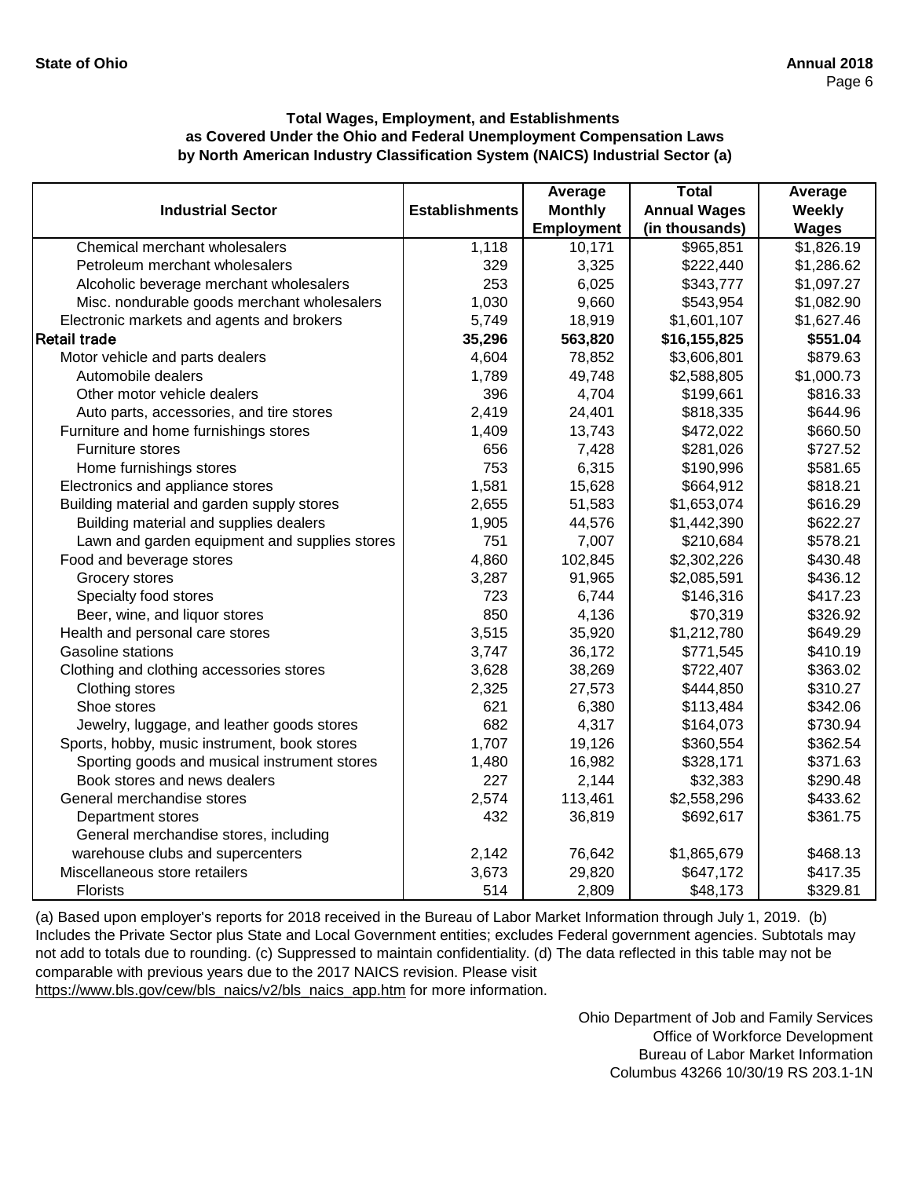### Total Wages, Employment, and Establishments as Covered Under the Ohio and Federal Unemployment Compensation Laws by North American Industry Classification System (NAICS) Industrial Sector (a)

| Industrial Sector | Establishments | Average Monthly Employment | Total Annual Wages (in thousands) | Average Weekly Wages |
|---|---|---|---|---|
| Chemical merchant wholesalers | 1,118 | 10,171 | $965,851 | $1,826.19 |
| Petroleum merchant wholesalers | 329 | 3,325 | $222,440 | $1,286.62 |
| Alcoholic beverage merchant wholesalers | 253 | 6,025 | $343,777 | $1,097.27 |
| Misc. nondurable goods merchant wholesalers | 1,030 | 9,660 | $543,954 | $1,082.90 |
| Electronic markets and agents and brokers | 5,749 | 18,919 | $1,601,107 | $1,627.46 |
| **Retail trade** | **35,296** | **563,820** | **$16,155,825** | **$551.04** |
| Motor vehicle and parts dealers | 4,604 | 78,852 | $3,606,801 | $879.63 |
| Automobile dealers | 1,789 | 49,748 | $2,588,805 | $1,000.73 |
| Other motor vehicle dealers | 396 | 4,704 | $199,661 | $816.33 |
| Auto parts, accessories, and tire stores | 2,419 | 24,401 | $818,335 | $644.96 |
| Furniture and home furnishings stores | 1,409 | 13,743 | $472,022 | $660.50 |
| Furniture stores | 656 | 7,428 | $281,026 | $727.52 |
| Home furnishings stores | 753 | 6,315 | $190,996 | $581.65 |
| Electronics and appliance stores | 1,581 | 15,628 | $664,912 | $818.21 |
| Building material and garden supply stores | 2,655 | 51,583 | $1,653,074 | $616.29 |
| Building material and supplies dealers | 1,905 | 44,576 | $1,442,390 | $622.27 |
| Lawn and garden equipment and supplies stores | 751 | 7,007 | $210,684 | $578.21 |
| Food and beverage stores | 4,860 | 102,845 | $2,302,226 | $430.48 |
| Grocery stores | 3,287 | 91,965 | $2,085,591 | $436.12 |
| Specialty food stores | 723 | 6,744 | $146,316 | $417.23 |
| Beer, wine, and liquor stores | 850 | 4,136 | $70,319 | $326.92 |
| Health and personal care stores | 3,515 | 35,920 | $1,212,780 | $649.29 |
| Gasoline stations | 3,747 | 36,172 | $771,545 | $410.19 |
| Clothing and clothing accessories stores | 3,628 | 38,269 | $722,407 | $363.02 |
| Clothing stores | 2,325 | 27,573 | $444,850 | $310.27 |
| Shoe stores | 621 | 6,380 | $113,484 | $342.06 |
| Jewelry, luggage, and leather goods stores | 682 | 4,317 | $164,073 | $730.94 |
| Sports, hobby, music instrument, book stores | 1,707 | 19,126 | $360,554 | $362.54 |
| Sporting goods and musical instrument stores | 1,480 | 16,982 | $328,171 | $371.63 |
| Book stores and news dealers | 227 | 2,144 | $32,383 | $290.48 |
| General merchandise stores | 2,574 | 113,461 | $2,558,296 | $433.62 |
| Department stores | 432 | 36,819 | $692,617 | $361.75 |
| General merchandise stores, including warehouse clubs and supercenters | 2,142 | 76,642 | $1,865,679 | $468.13 |
| Miscellaneous store retailers | 3,673 | 29,820 | $647,172 | $417.35 |
| Florists | 514 | 2,809 | $48,173 | $329.81 |

(a) Based upon employer's reports for 2018 received in the Bureau of Labor Market Information through July 1, 2019. (b) Includes the Private Sector plus State and Local Government entities; excludes Federal government agencies. Subtotals may not add to totals due to rounding. (c) Suppressed to maintain confidentiality. (d) The data reflected in this table may not be comparable with previous years due to the 2017 NAICS revision. Please visit https://www.bls.gov/cew/bls_naics/v2/bls_naics_app.htm for more information.

Ohio Department of Job and Family Services
Office of Workforce Development
Bureau of Labor Market Information
Columbus 43266 10/30/19 RS 203.1-1N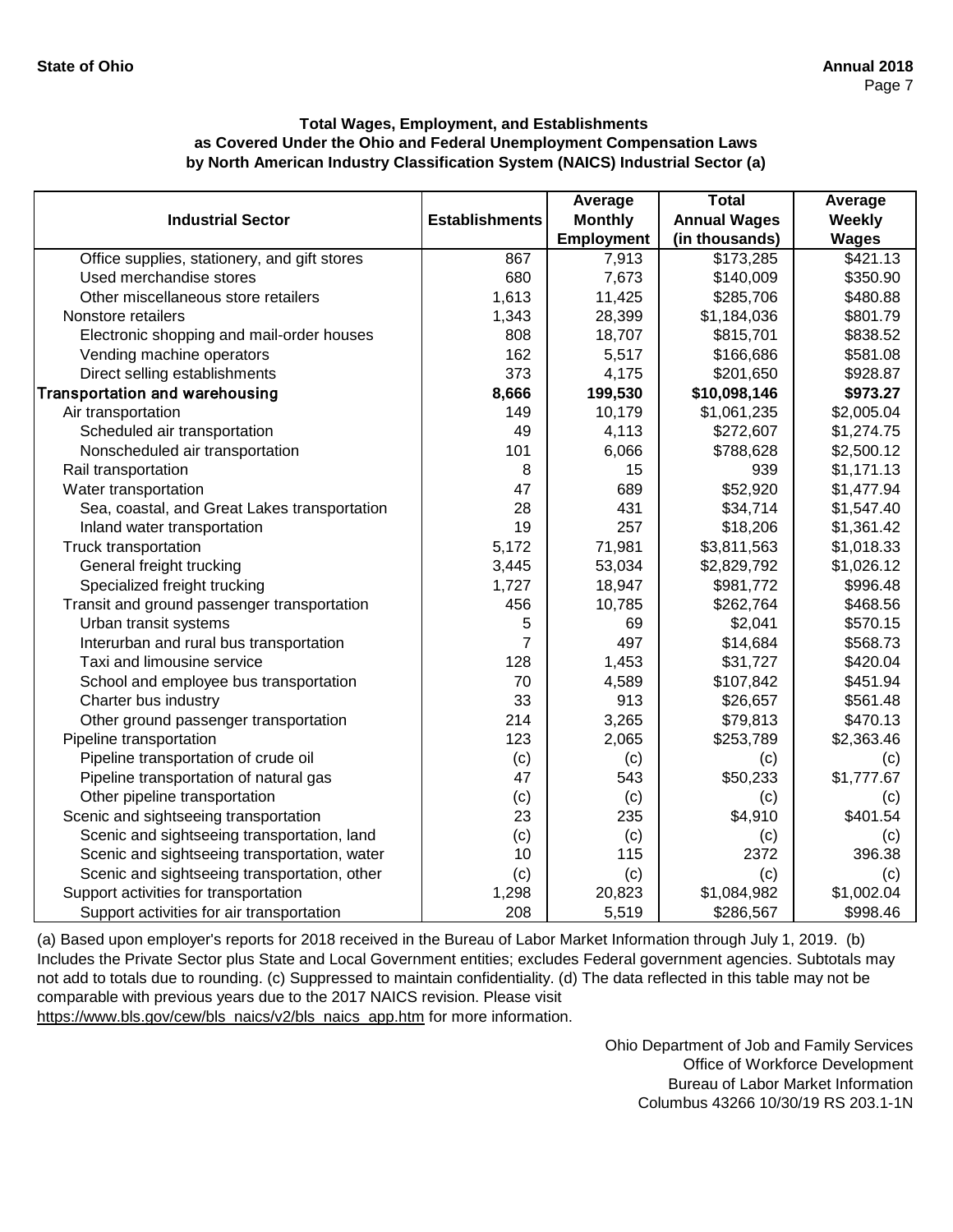**State of Ohio** **Annual 2018**

### Total Wages, Employment, and Establishments as Covered Under the Ohio and Federal Unemployment Compensation Laws by North American Industry Classification System (NAICS) Industrial Sector (a)

| Industrial Sector | Establishments | Average Monthly Employment | Total Annual Wages (in thousands) | Average Weekly Wages |
|---|---|---|---|---|
| Office supplies, stationery, and gift stores | 867 | 7,913 | $173,285 | $421.13 |
| Used merchandise stores | 680 | 7,673 | $140,009 | $350.90 |
| Other miscellaneous store retailers | 1,613 | 11,425 | $285,706 | $480.88 |
| Nonstore retailers | 1,343 | 28,399 | $1,184,036 | $801.79 |
| Electronic shopping and mail-order houses | 808 | 18,707 | $815,701 | $838.52 |
| Vending machine operators | 162 | 5,517 | $166,686 | $581.08 |
| Direct selling establishments | 373 | 4,175 | $201,650 | $928.87 |
| **Transportation and warehousing** | **8,666** | **199,530** | **$10,098,146** | **$973.27** |
| Air transportation | 149 | 10,179 | $1,061,235 | $2,005.04 |
| Scheduled air transportation | 49 | 4,113 | $272,607 | $1,274.75 |
| Nonscheduled air transportation | 101 | 6,066 | $788,628 | $2,500.12 |
| Rail transportation | 8 | 15 | 939 | $1,171.13 |
| Water transportation | 47 | 689 | $52,920 | $1,477.94 |
| Sea, coastal, and Great Lakes transportation | 28 | 431 | $34,714 | $1,547.40 |
| Inland water transportation | 19 | 257 | $18,206 | $1,361.42 |
| Truck transportation | 5,172 | 71,981 | $3,811,563 | $1,018.33 |
| General freight trucking | 3,445 | 53,034 | $2,829,792 | $1,026.12 |
| Specialized freight trucking | 1,727 | 18,947 | $981,772 | $996.48 |
| Transit and ground passenger transportation | 456 | 10,785 | $262,764 | $468.56 |
| Urban transit systems | 5 | 69 | $2,041 | $570.15 |
| Interurban and rural bus transportation | 7 | 497 | $14,684 | $568.73 |
| Taxi and limousine service | 128 | 1,453 | $31,727 | $420.04 |
| School and employee bus transportation | 70 | 4,589 | $107,842 | $451.94 |
| Charter bus industry | 33 | 913 | $26,657 | $561.48 |
| Other ground passenger transportation | 214 | 3,265 | $79,813 | $470.13 |
| Pipeline transportation | 123 | 2,065 | $253,789 | $2,363.46 |
| Pipeline transportation of crude oil | (c) | (c) | (c) | (c) |
| Pipeline transportation of natural gas | 47 | 543 | $50,233 | $1,777.67 |
| Other pipeline transportation | (c) | (c) | (c) | (c) |
| Scenic and sightseeing transportation | 23 | 235 | $4,910 | $401.54 |
| Scenic and sightseeing transportation, land | (c) | (c) | (c) | (c) |
| Scenic and sightseeing transportation, water | 10 | 115 | 2372 | 396.38 |
| Scenic and sightseeing transportation, other | (c) | (c) | (c) | (c) |
| Support activities for transportation | 1,298 | 20,823 | $1,084,982 | $1,002.04 |
| Support activities for air transportation | 208 | 5,519 | $286,567 | $998.46 |

(a) Based upon employer's reports for 2018 received in the Bureau of Labor Market Information through July 1, 2019. (b) Includes the Private Sector plus State and Local Government entities; excludes Federal government agencies. Subtotals may not add to totals due to rounding. (c) Suppressed to maintain confidentiality. (d) The data reflected in this table may not be comparable with previous years due to the 2017 NAICS revision. Please visit https://www.bls.gov/cew/bls_naics/v2/bls_naics_app.htm for more information.

Ohio Department of Job and Family Services
Office of Workforce Development
Bureau of Labor Market Information
Columbus 43266 10/30/19 RS 203.1-1N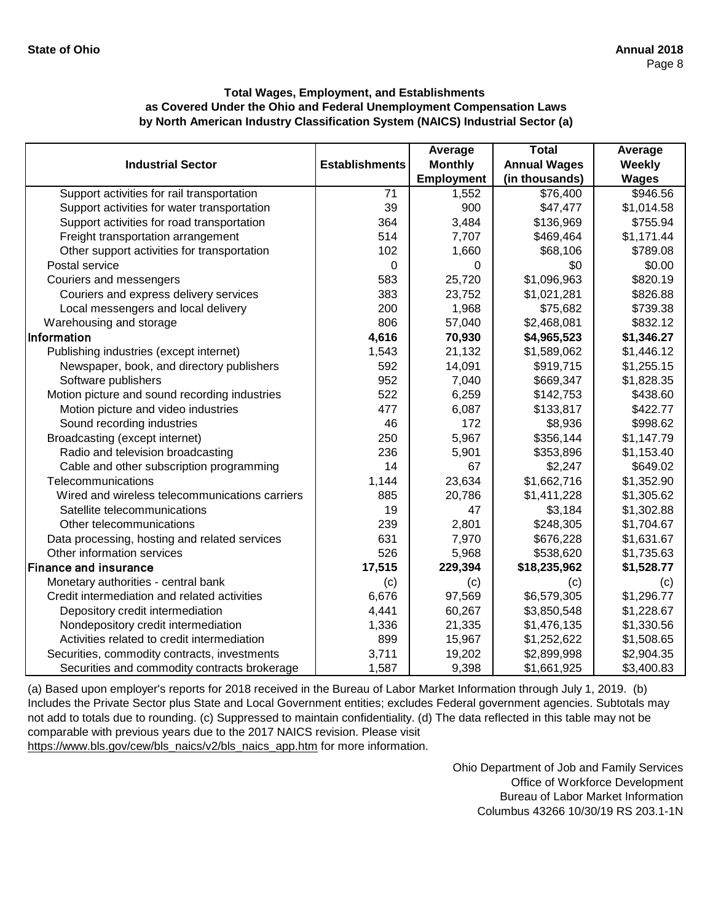**Total Wages, Employment, and Establishments as Covered Under the Ohio and Federal Unemployment Compensation Laws by North American Industry Classification System (NAICS) Industrial Sector (a)**

| Industrial Sector | Establishments | Average Monthly Employment | Total Annual Wages (in thousands) | Average Weekly Wages |
|---|---|---|---|---|
| Support activities for rail transportation | 71 | 1,552 | $76,400 | $946.56 |
| Support activities for water transportation | 39 | 900 | $47,477 | $1,014.58 |
| Support activities for road transportation | 364 | 3,484 | $136,969 | $755.94 |
| Freight transportation arrangement | 514 | 7,707 | $469,464 | $1,171.44 |
| Other support activities for transportation | 102 | 1,660 | $68,106 | $789.08 |
| Postal service | 0 | 0 | $0 | $0.00 |
| Couriers and messengers | 583 | 25,720 | $1,096,963 | $820.19 |
| Couriers and express delivery services | 383 | 23,752 | $1,021,281 | $826.88 |
| Local messengers and local delivery | 200 | 1,968 | $75,682 | $739.38 |
| Warehousing and storage | 806 | 57,040 | $2,468,081 | $832.12 |
| **Information** | **4,616** | **70,930** | **$4,965,523** | **$1,346.27** |
| Publishing industries (except internet) | 1,543 | 21,132 | $1,589,062 | $1,446.12 |
| Newspaper, book, and directory publishers | 592 | 14,091 | $919,715 | $1,255.15 |
| Software publishers | 952 | 7,040 | $669,347 | $1,828.35 |
| Motion picture and sound recording industries | 522 | 6,259 | $142,753 | $438.60 |
| Motion picture and video industries | 477 | 6,087 | $133,817 | $422.77 |
| Sound recording industries | 46 | 172 | $8,936 | $998.62 |
| Broadcasting (except internet) | 250 | 5,967 | $356,144 | $1,147.79 |
| Radio and television broadcasting | 236 | 5,901 | $353,896 | $1,153.40 |
| Cable and other subscription programming | 14 | 67 | $2,247 | $649.02 |
| Telecommunications | 1,144 | 23,634 | $1,662,716 | $1,352.90 |
| Wired and wireless telecommunications carriers | 885 | 20,786 | $1,411,228 | $1,305.62 |
| Satellite telecommunications | 19 | 47 | $3,184 | $1,302.88 |
| Other telecommunications | 239 | 2,801 | $248,305 | $1,704.67 |
| Data processing, hosting and related services | 631 | 7,970 | $676,228 | $1,631.67 |
| Other information services | 526 | 5,968 | $538,620 | $1,735.63 |
| **Finance and insurance** | **17,515** | **229,394** | **$18,235,962** | **$1,528.77** |
| Monetary authorities - central bank | (c) | (c) | (c) | (c) |
| Credit intermediation and related activities | 6,676 | 97,569 | $6,579,305 | $1,296.77 |
| Depository credit intermediation | 4,441 | 60,267 | $3,850,548 | $1,228.67 |
| Nondepository credit intermediation | 1,336 | 21,335 | $1,476,135 | $1,330.56 |
| Activities related to credit intermediation | 899 | 15,967 | $1,252,622 | $1,508.65 |
| Securities, commodity contracts, investments | 3,711 | 19,202 | $2,899,998 | $2,904.35 |
| Securities and commodity contracts brokerage | 1,587 | 9,398 | $1,661,925 | $3,400.83 |

(a) Based upon employer's reports for 2018 received in the Bureau of Labor Market Information through July 1, 2019. (b) Includes the Private Sector plus State and Local Government entities; excludes Federal government agencies. Subtotals may not add to totals due to rounding. (c) Suppressed to maintain confidentiality. (d) The data reflected in this table may not be comparable with previous years due to the 2017 NAICS revision. Please visit https://www.bls.gov/cew/bls_naics/v2/bls_naics_app.htm for more information.

Ohio Department of Job and Family Services
Office of Workforce Development
Bureau of Labor Market Information
Columbus 43266 10/30/19 RS 203.1-1N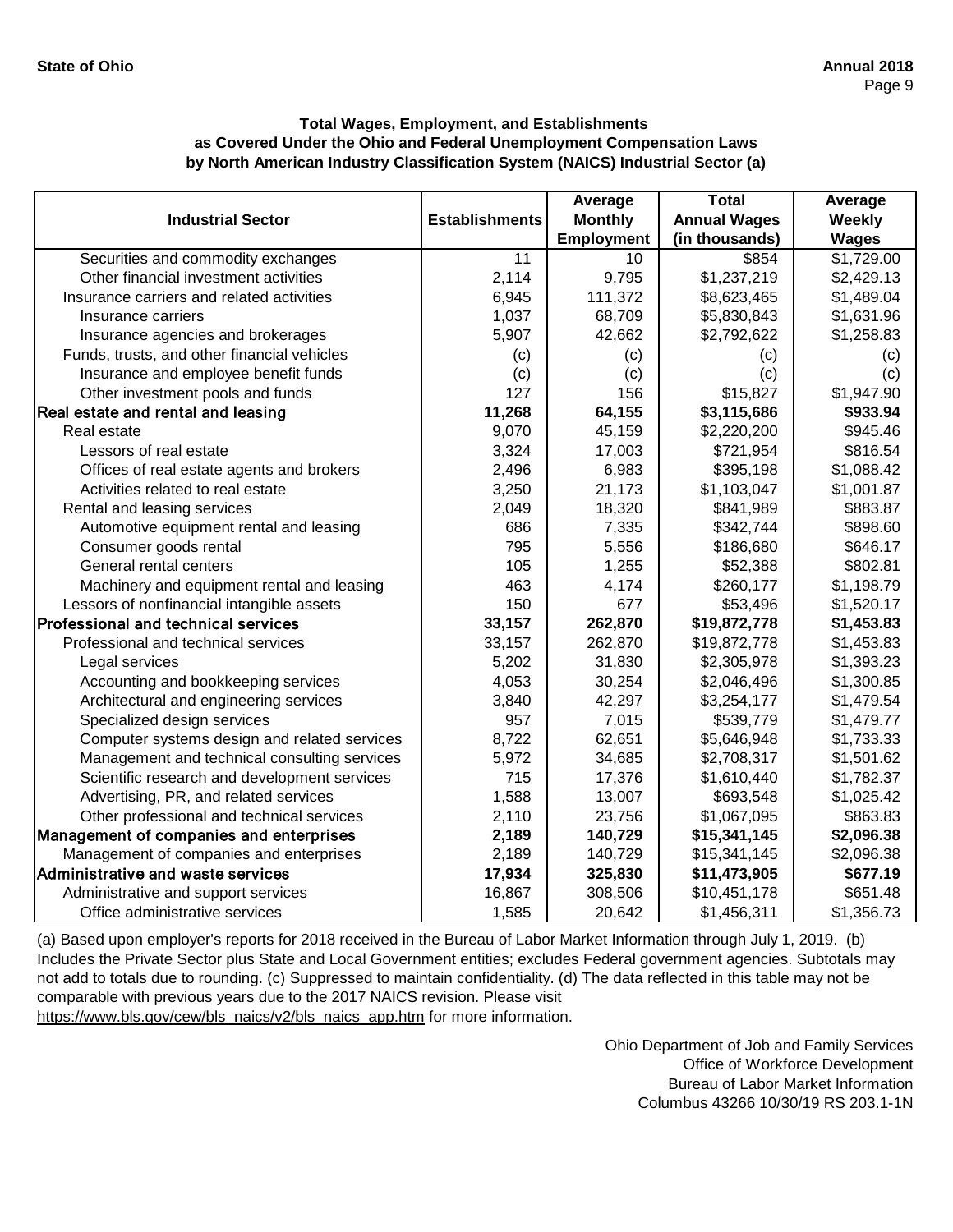### Total Wages, Employment, and Establishments as Covered Under the Ohio and Federal Unemployment Compensation Laws by North American Industry Classification System (NAICS) Industrial Sector (a)

| Industrial Sector | Establishments | Average Monthly Employment | Total Annual Wages (in thousands) | Average Weekly Wages |
|---|---|---|---|---|
| Securities and commodity exchanges | 11 | 10 | $854 | $1,729.00 |
| Other financial investment activities | 2,114 | 9,795 | $1,237,219 | $2,429.13 |
| Insurance carriers and related activities | 6,945 | 111,372 | $8,623,465 | $1,489.04 |
| Insurance carriers | 1,037 | 68,709 | $5,830,843 | $1,631.96 |
| Insurance agencies and brokerages | 5,907 | 42,662 | $2,792,622 | $1,258.83 |
| Funds, trusts, and other financial vehicles | (c) | (c) | (c) | (c) |
| Insurance and employee benefit funds | (c) | (c) | (c) | (c) |
| Other investment pools and funds | 127 | 156 | $15,827 | $1,947.90 |
| **Real estate and rental and leasing** | **11,268** | **64,155** | **$3,115,686** | **$933.94** |
| Real estate | 9,070 | 45,159 | $2,220,200 | $945.46 |
| Lessors of real estate | 3,324 | 17,003 | $721,954 | $816.54 |
| Offices of real estate agents and brokers | 2,496 | 6,983 | $395,198 | $1,088.42 |
| Activities related to real estate | 3,250 | 21,173 | $1,103,047 | $1,001.87 |
| Rental and leasing services | 2,049 | 18,320 | $841,989 | $883.87 |
| Automotive equipment rental and leasing | 686 | 7,335 | $342,744 | $898.60 |
| Consumer goods rental | 795 | 5,556 | $186,680 | $646.17 |
| General rental centers | 105 | 1,255 | $52,388 | $802.81 |
| Machinery and equipment rental and leasing | 463 | 4,174 | $260,177 | $1,198.79 |
| Lessors of nonfinancial intangible assets | 150 | 677 | $53,496 | $1,520.17 |
| **Professional and technical services** | **33,157** | **262,870** | **$19,872,778** | **$1,453.83** |
| Professional and technical services | 33,157 | 262,870 | $19,872,778 | $1,453.83 |
| Legal services | 5,202 | 31,830 | $2,305,978 | $1,393.23 |
| Accounting and bookkeeping services | 4,053 | 30,254 | $2,046,496 | $1,300.85 |
| Architectural and engineering services | 3,840 | 42,297 | $3,254,177 | $1,479.54 |
| Specialized design services | 957 | 7,015 | $539,779 | $1,479.77 |
| Computer systems design and related services | 8,722 | 62,651 | $5,646,948 | $1,733.33 |
| Management and technical consulting services | 5,972 | 34,685 | $2,708,317 | $1,501.62 |
| Scientific research and development services | 715 | 17,376 | $1,610,440 | $1,782.37 |
| Advertising, PR, and related services | 1,588 | 13,007 | $693,548 | $1,025.42 |
| Other professional and technical services | 2,110 | 23,756 | $1,067,095 | $863.83 |
| **Management of companies and enterprises** | **2,189** | **140,729** | **$15,341,145** | **$2,096.38** |
| Management of companies and enterprises | 2,189 | 140,729 | $15,341,145 | $2,096.38 |
| **Administrative and waste services** | **17,934** | **325,830** | **$11,473,905** | **$677.19** |
| Administrative and support services | 16,867 | 308,506 | $10,451,178 | $651.48 |
| Office administrative services | 1,585 | 20,642 | $1,456,311 | $1,356.73 |

(a) Based upon employer's reports for 2018 received in the Bureau of Labor Market Information through July 1, 2019. (b) Includes the Private Sector plus State and Local Government entities; excludes Federal government agencies. Subtotals may not add to totals due to rounding. (c) Suppressed to maintain confidentiality. (d) The data reflected in this table may not be comparable with previous years due to the 2017 NAICS revision. Please visit https://www.bls.gov/cew/bls_naics/v2/bls_naics_app.htm for more information.

Ohio Department of Job and Family Services
Office of Workforce Development
Bureau of Labor Market Information
Columbus 43266 10/30/19 RS 203.1-1N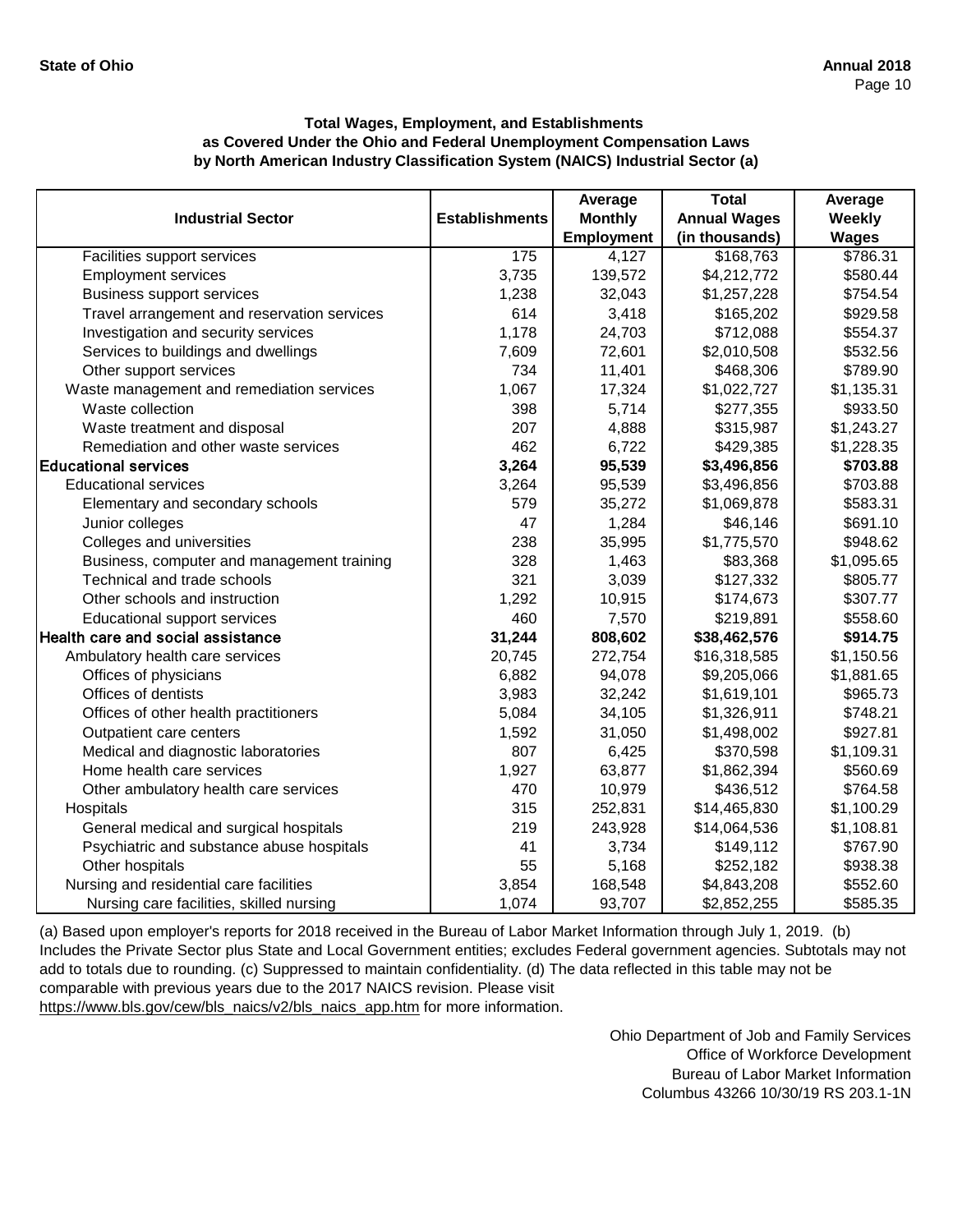**Total Wages, Employment, and Establishments as Covered Under the Ohio and Federal Unemployment Compensation Laws by North American Industry Classification System (NAICS) Industrial Sector (a)**

| Industrial Sector | Establishments | Average Monthly Employment | Total Annual Wages (in thousands) | Average Weekly Wages |
|---|---|---|---|---|
| Facilities support services | 175 | 4,127 | $168,763 | $786.31 |
| Employment services | 3,735 | 139,572 | $4,212,772 | $580.44 |
| Business support services | 1,238 | 32,043 | $1,257,228 | $754.54 |
| Travel arrangement and reservation services | 614 | 3,418 | $165,202 | $929.58 |
| Investigation and security services | 1,178 | 24,703 | $712,088 | $554.37 |
| Services to buildings and dwellings | 7,609 | 72,601 | $2,010,508 | $532.56 |
| Other support services | 734 | 11,401 | $468,306 | $789.90 |
| Waste management and remediation services | 1,067 | 17,324 | $1,022,727 | $1,135.31 |
| Waste collection | 398 | 5,714 | $277,355 | $933.50 |
| Waste treatment and disposal | 207 | 4,888 | $315,987 | $1,243.27 |
| Remediation and other waste services | 462 | 6,722 | $429,385 | $1,228.35 |
| **Educational services** | **3,264** | **95,539** | **$3,496,856** | **$703.88** |
| Educational services | 3,264 | 95,539 | $3,496,856 | $703.88 |
| Elementary and secondary schools | 579 | 35,272 | $1,069,878 | $583.31 |
| Junior colleges | 47 | 1,284 | $46,146 | $691.10 |
| Colleges and universities | 238 | 35,995 | $1,775,570 | $948.62 |
| Business, computer and management training | 328 | 1,463 | $83,368 | $1,095.65 |
| Technical and trade schools | 321 | 3,039 | $127,332 | $805.77 |
| Other schools and instruction | 1,292 | 10,915 | $174,673 | $307.77 |
| Educational support services | 460 | 7,570 | $219,891 | $558.60 |
| **Health care and social assistance** | **31,244** | **808,602** | **$38,462,576** | **$914.75** |
| Ambulatory health care services | 20,745 | 272,754 | $16,318,585 | $1,150.56 |
| Offices of physicians | 6,882 | 94,078 | $9,205,066 | $1,881.65 |
| Offices of dentists | 3,983 | 32,242 | $1,619,101 | $965.73 |
| Offices of other health practitioners | 5,084 | 34,105 | $1,326,911 | $748.21 |
| Outpatient care centers | 1,592 | 31,050 | $1,498,002 | $927.81 |
| Medical and diagnostic laboratories | 807 | 6,425 | $370,598 | $1,109.31 |
| Home health care services | 1,927 | 63,877 | $1,862,394 | $560.69 |
| Other ambulatory health care services | 470 | 10,979 | $436,512 | $764.58 |
| Hospitals | 315 | 252,831 | $14,465,830 | $1,100.29 |
| General medical and surgical hospitals | 219 | 243,928 | $14,064,536 | $1,108.81 |
| Psychiatric and substance abuse hospitals | 41 | 3,734 | $149,112 | $767.90 |
| Other hospitals | 55 | 5,168 | $252,182 | $938.38 |
| Nursing and residential care facilities | 3,854 | 168,548 | $4,843,208 | $552.60 |
| Nursing care facilities, skilled nursing | 1,074 | 93,707 | $2,852,255 | $585.35 |

(a) Based upon employer's reports for 2018 received in the Bureau of Labor Market Information through July 1, 2019. (b) Includes the Private Sector plus State and Local Government entities; excludes Federal government agencies. Subtotals may not add to totals due to rounding. (c) Suppressed to maintain confidentiality. (d) The data reflected in this table may not be comparable with previous years due to the 2017 NAICS revision. Please visit https://www.bls.gov/cew/bls_naics/v2/bls_naics_app.htm for more information.

Ohio Department of Job and Family Services
Office of Workforce Development
Bureau of Labor Market Information
Columbus 43266 10/30/19 RS 203.1-1N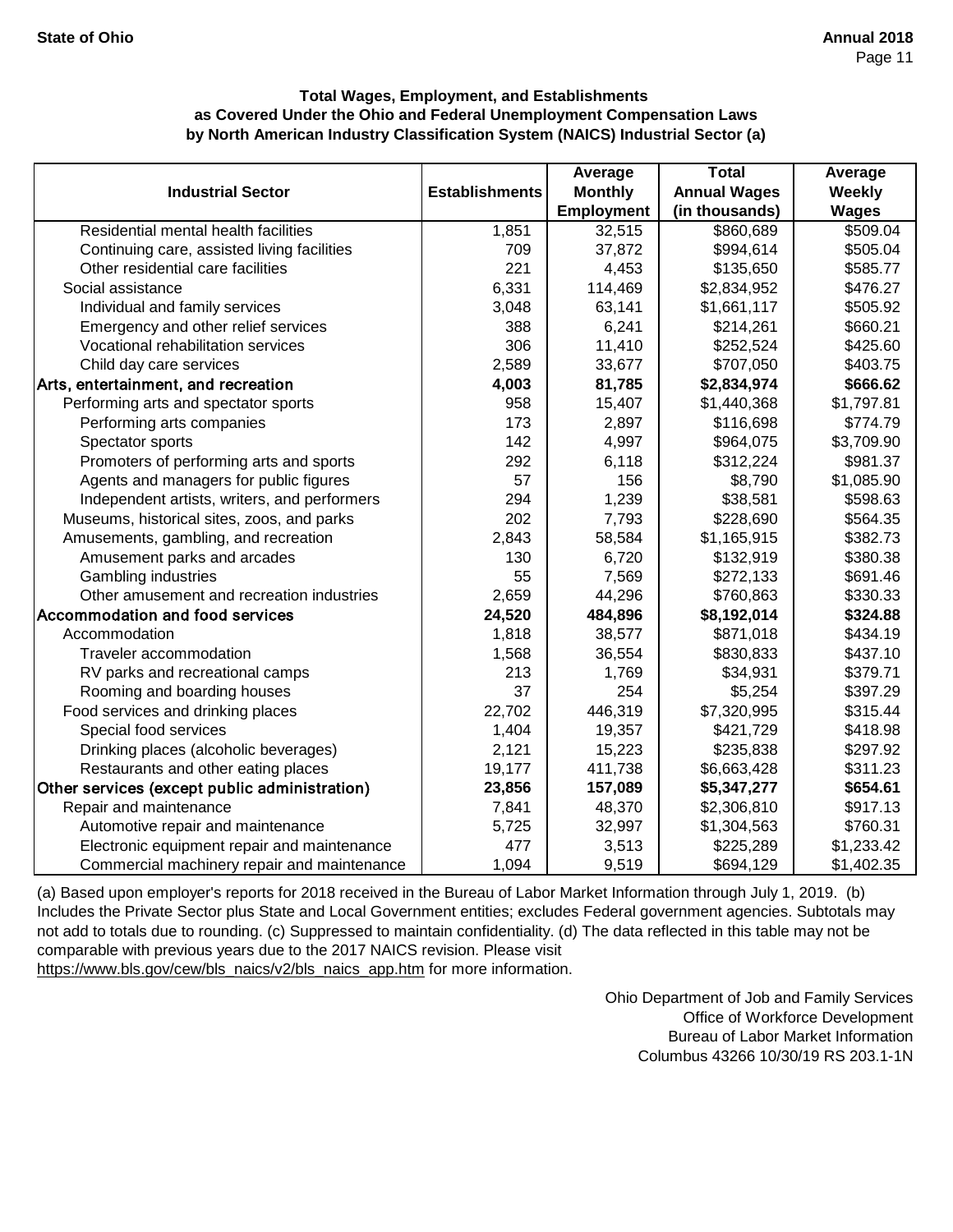### Total Wages, Employment, and Establishments as Covered Under the Ohio and Federal Unemployment Compensation Laws by North American Industry Classification System (NAICS) Industrial Sector (a)

| Industrial Sector | Establishments | Average Monthly Employment | Total Annual Wages (in thousands) | Average Weekly Wages |
|---|---|---|---|---|
| Residential mental health facilities | 1,851 | 32,515 | $860,689 | $509.04 |
| Continuing care, assisted living facilities | 709 | 37,872 | $994,614 | $505.04 |
| Other residential care facilities | 221 | 4,453 | $135,650 | $585.77 |
| Social assistance | 6,331 | 114,469 | $2,834,952 | $476.27 |
| Individual and family services | 3,048 | 63,141 | $1,661,117 | $505.92 |
| Emergency and other relief services | 388 | 6,241 | $214,261 | $660.21 |
| Vocational rehabilitation services | 306 | 11,410 | $252,524 | $425.60 |
| Child day care services | 2,589 | 33,677 | $707,050 | $403.75 |
| **Arts, entertainment, and recreation** | **4,003** | **81,785** | **$2,834,974** | **$666.62** |
| Performing arts and spectator sports | 958 | 15,407 | $1,440,368 | $1,797.81 |
| Performing arts companies | 173 | 2,897 | $116,698 | $774.79 |
| Spectator sports | 142 | 4,997 | $964,075 | $3,709.90 |
| Promoters of performing arts and sports | 292 | 6,118 | $312,224 | $981.37 |
| Agents and managers for public figures | 57 | 156 | $8,790 | $1,085.90 |
| Independent artists, writers, and performers | 294 | 1,239 | $38,581 | $598.63 |
| Museums, historical sites, zoos, and parks | 202 | 7,793 | $228,690 | $564.35 |
| Amusements, gambling, and recreation | 2,843 | 58,584 | $1,165,915 | $382.73 |
| Amusement parks and arcades | 130 | 6,720 | $132,919 | $380.38 |
| Gambling industries | 55 | 7,569 | $272,133 | $691.46 |
| Other amusement and recreation industries | 2,659 | 44,296 | $760,863 | $330.33 |
| **Accommodation and food services** | **24,520** | **484,896** | **$8,192,014** | **$324.88** |
| Accommodation | 1,818 | 38,577 | $871,018 | $434.19 |
| Traveler accommodation | 1,568 | 36,554 | $830,833 | $437.10 |
| RV parks and recreational camps | 213 | 1,769 | $34,931 | $379.71 |
| Rooming and boarding houses | 37 | 254 | $5,254 | $397.29 |
| Food services and drinking places | 22,702 | 446,319 | $7,320,995 | $315.44 |
| Special food services | 1,404 | 19,357 | $421,729 | $418.98 |
| Drinking places (alcoholic beverages) | 2,121 | 15,223 | $235,838 | $297.92 |
| Restaurants and other eating places | 19,177 | 411,738 | $6,663,428 | $311.23 |
| **Other services (except public administration)** | **23,856** | **157,089** | **$5,347,277** | **$654.61** |
| Repair and maintenance | 7,841 | 48,370 | $2,306,810 | $917.13 |
| Automotive repair and maintenance | 5,725 | 32,997 | $1,304,563 | $760.31 |
| Electronic equipment repair and maintenance | 477 | 3,513 | $225,289 | $1,233.42 |
| Commercial machinery repair and maintenance | 1,094 | 9,519 | $694,129 | $1,402.35 |

(a) Based upon employer's reports for 2018 received in the Bureau of Labor Market Information through July 1, 2019. (b) Includes the Private Sector plus State and Local Government entities; excludes Federal government agencies. Subtotals may not add to totals due to rounding. (c) Suppressed to maintain confidentiality. (d) The data reflected in this table may not be comparable with previous years due to the 2017 NAICS revision. Please visit https://www.bls.gov/cew/bls_naics/v2/bls_naics_app.htm for more information.

Ohio Department of Job and Family Services
Office of Workforce Development
Bureau of Labor Market Information
Columbus 43266 10/30/19 RS 203.1-1N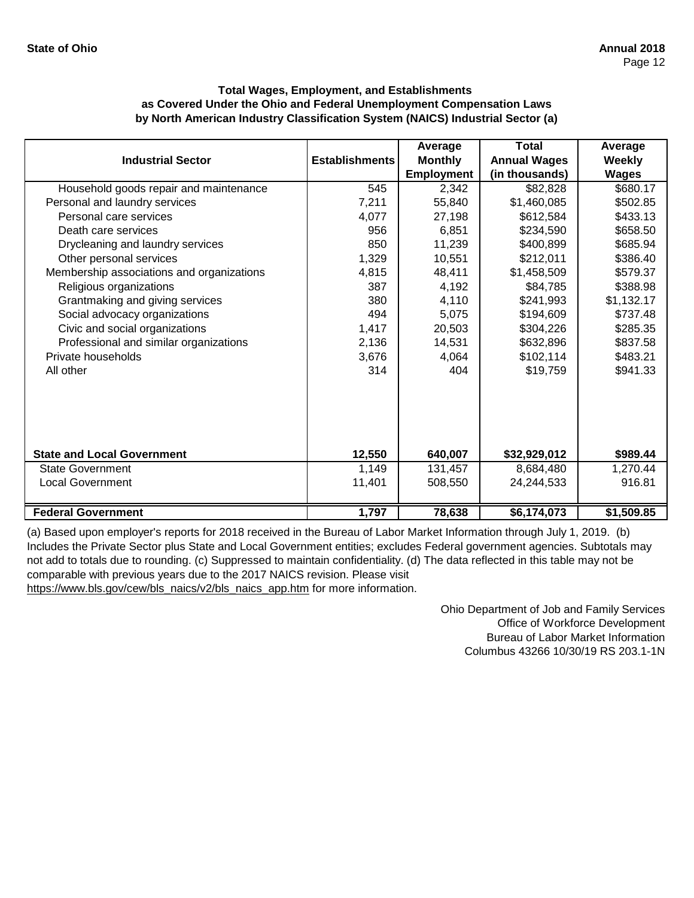### Total Wages, Employment, and Establishments as Covered Under the Ohio and Federal Unemployment Compensation Laws by North American Industry Classification System (NAICS) Industrial Sector (a)

| Industrial Sector | Establishments | Average Monthly Employment | Total Annual Wages (in thousands) | Average Weekly Wages |
|---|---|---|---|---|
| Household goods repair and maintenance | 545 | 2,342 | $82,828 | $680.17 |
| Personal and laundry services | 7,211 | 55,840 | $1,460,085 | $502.85 |
| Personal care services | 4,077 | 27,198 | $612,584 | $433.13 |
| Death care services | 956 | 6,851 | $234,590 | $658.50 |
| Drycleaning and laundry services | 850 | 11,239 | $400,899 | $685.94 |
| Other personal services | 1,329 | 10,551 | $212,011 | $386.40 |
| Membership associations and organizations | 4,815 | 48,411 | $1,458,509 | $579.37 |
| Religious organizations | 387 | 4,192 | $84,785 | $388.98 |
| Grantmaking and giving services | 380 | 4,110 | $241,993 | $1,132.17 |
| Social advocacy organizations | 494 | 5,075 | $194,609 | $737.48 |
| Civic and social organizations | 1,417 | 20,503 | $304,226 | $285.35 |
| Professional and similar organizations | 2,136 | 14,531 | $632,896 | $837.58 |
| Private households | 3,676 | 4,064 | $102,114 | $483.21 |
| All other | 314 | 404 | $19,759 | $941.33 |
| **State and Local Government** | **12,550** | **640,007** | **$32,929,012** | **$989.44** |
| State Government | 1,149 | 131,457 | 8,684,480 | 1,270.44 |
| Local Government | 11,401 | 508,550 | 24,244,533 | 916.81 |
| **Federal Government** | **1,797** | **78,638** | **$6,174,073** | **$1,509.85** |

(a) Based upon employer's reports for 2018 received in the Bureau of Labor Market Information through July 1, 2019. (b) Includes the Private Sector plus State and Local Government entities; excludes Federal government agencies. Subtotals may not add to totals due to rounding. (c) Suppressed to maintain confidentiality. (d) The data reflected in this table may not be comparable with previous years due to the 2017 NAICS revision. Please visit https://www.bls.gov/cew/bls_naics/v2/bls_naics_app.htm for more information.

Ohio Department of Job and Family Services
Office of Workforce Development
Bureau of Labor Market Information
Columbus 43266 10/30/19 RS 203.1-1N